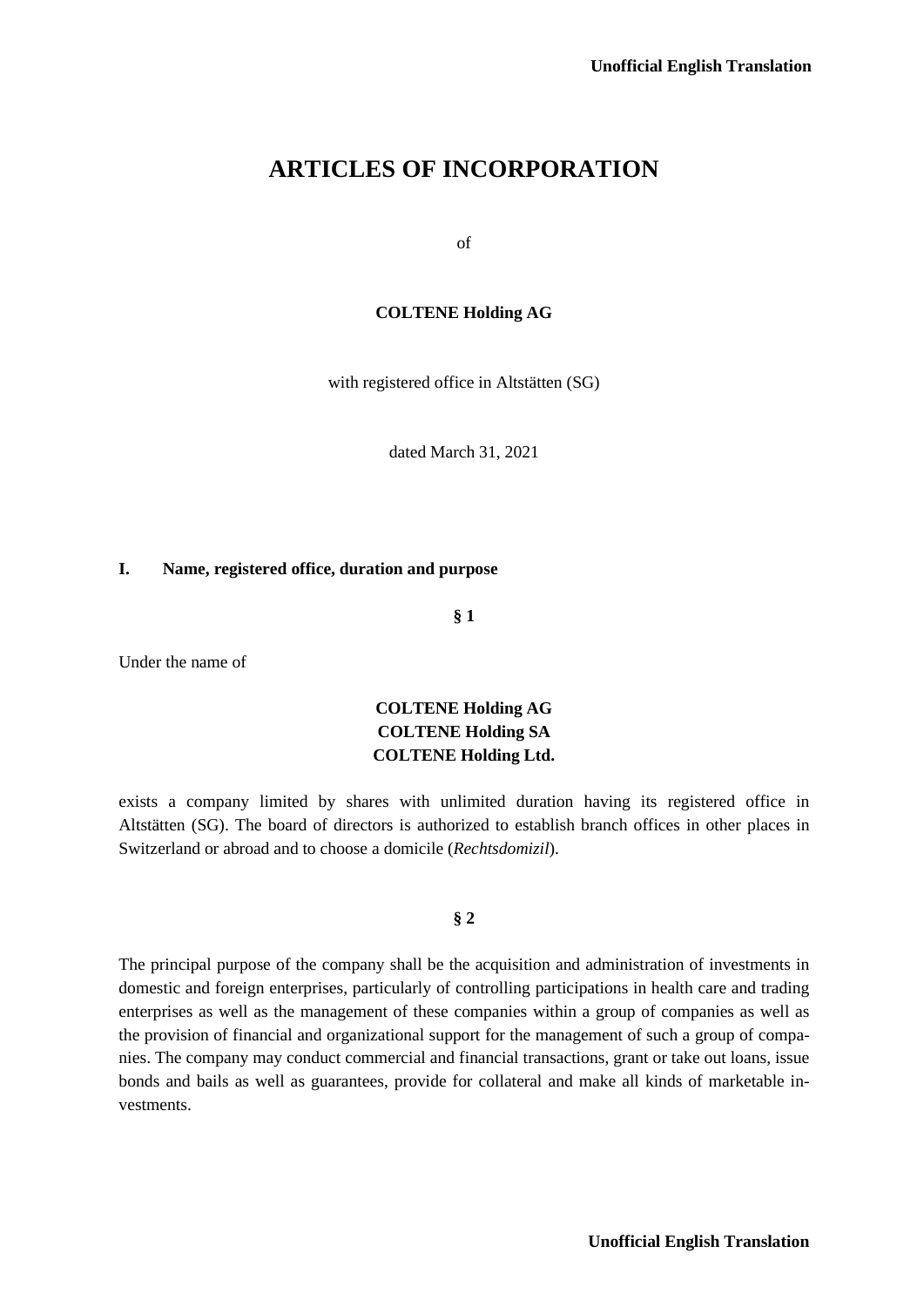# ARTICLES OF INCORPORATION

of

**COLTENE Holding AG**

with registered office in Altstätten (SG)

dated March 31, 2021

## I. Name, registered office, duration and purpose

**§ 1**

Under the name of

**COLTENE Holding AG**
**COLTENE Holding SA**
**COLTENE Holding Ltd.**

exists a company limited by shares with unlimited duration having its registered office in Altstätten (SG). The board of directors is authorized to establish branch offices in other places in Switzerland or abroad and to choose a domicile (*Rechtsdomizil*).

**§ 2**

The principal purpose of the company shall be the acquisition and administration of investments in domestic and foreign enterprises, particularly of controlling participations in health care and trading enterprises as well as the management of these companies within a group of companies as well as the provision of financial and organizational support for the management of such a group of companies. The company may conduct commercial and financial transactions, grant or take out loans, issue bonds and bails as well as guarantees, provide for collateral and make all kinds of marketable investments.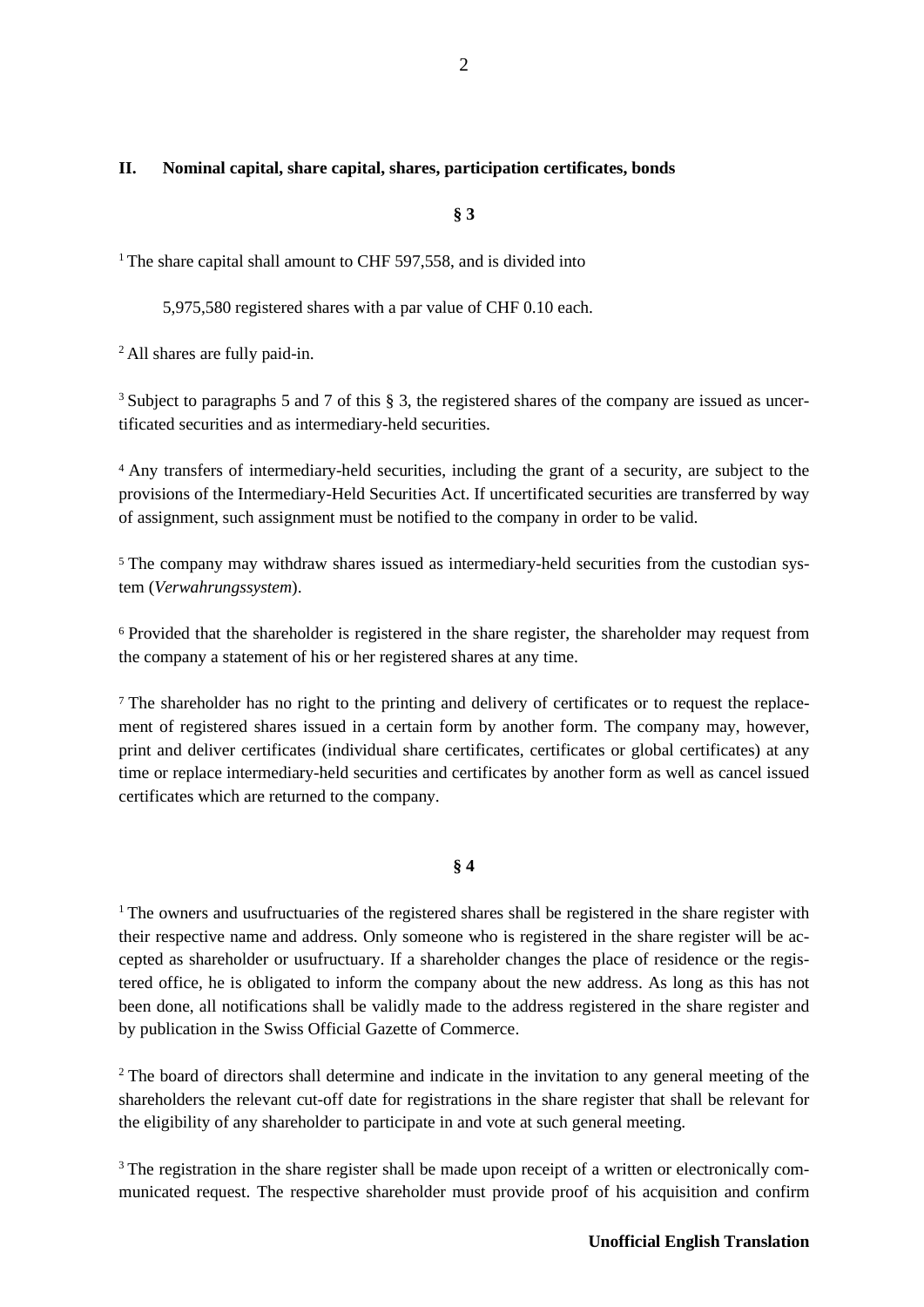## II. Nominal capital, share capital, shares, participation certificates, bonds

### § 3

[1] The share capital shall amount to CHF 597,558, and is divided into

5,975,580 registered shares with a par value of CHF 0.10 each.

[2] All shares are fully paid-in.

[3] Subject to paragraphs 5 and 7 of this § 3, the registered shares of the company are issued as uncertificated securities and as intermediary-held securities.

[4] Any transfers of intermediary-held securities, including the grant of a security, are subject to the provisions of the Intermediary-Held Securities Act. If uncertificated securities are transferred by way of assignment, such assignment must be notified to the company in order to be valid.

[5] The company may withdraw shares issued as intermediary-held securities from the custodian system (*Verwahrungssystem*).

[6] Provided that the shareholder is registered in the share register, the shareholder may request from the company a statement of his or her registered shares at any time.

[7] The shareholder has no right to the printing and delivery of certificates or to request the replacement of registered shares issued in a certain form by another form. The company may, however, print and deliver certificates (individual share certificates, certificates or global certificates) at any time or replace intermediary-held securities and certificates by another form as well as cancel issued certificates which are returned to the company.

### § 4

[1] The owners and usufructuaries of the registered shares shall be registered in the share register with their respective name and address. Only someone who is registered in the share register will be accepted as shareholder or usufructuary. If a shareholder changes the place of residence or the registered office, he is obligated to inform the company about the new address. As long as this has not been done, all notifications shall be validly made to the address registered in the share register and by publication in the Swiss Official Gazette of Commerce.

[2] The board of directors shall determine and indicate in the invitation to any general meeting of the shareholders the relevant cut-off date for registrations in the share register that shall be relevant for the eligibility of any shareholder to participate in and vote at such general meeting.

[3] The registration in the share register shall be made upon receipt of a written or electronically communicated request. The respective shareholder must provide proof of his acquisition and confirm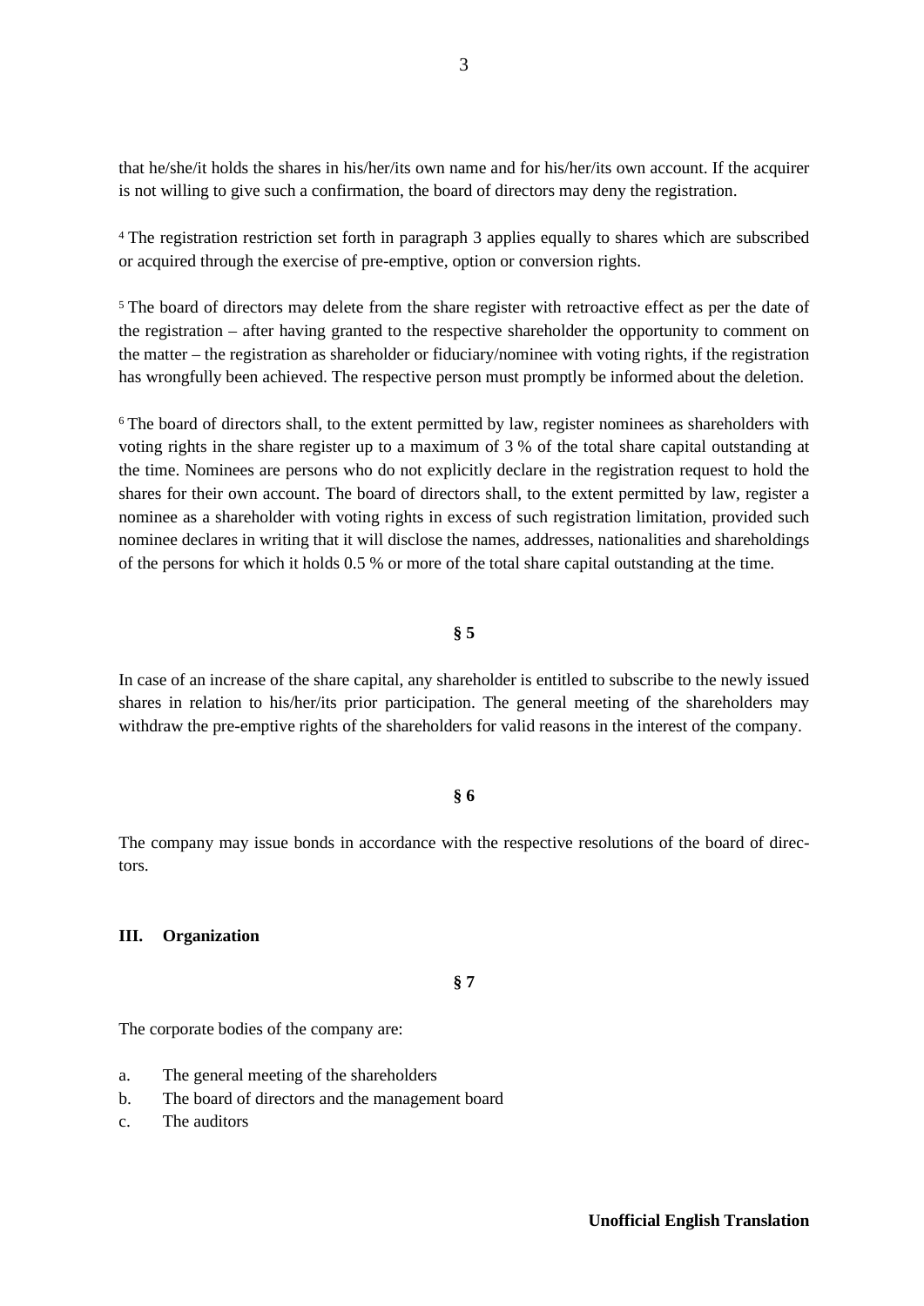that he/she/it holds the shares in his/her/its own name and for his/her/its own account. If the acquirer is not willing to give such a confirmation, the board of directors may deny the registration.

[4] The registration restriction set forth in paragraph 3 applies equally to shares which are subscribed or acquired through the exercise of pre-emptive, option or conversion rights.

[5] The board of directors may delete from the share register with retroactive effect as per the date of the registration – after having granted to the respective shareholder the opportunity to comment on the matter – the registration as shareholder or fiduciary/nominee with voting rights, if the registration has wrongfully been achieved. The respective person must promptly be informed about the deletion.

[6] The board of directors shall, to the extent permitted by law, register nominees as shareholders with voting rights in the share register up to a maximum of 3 % of the total share capital outstanding at the time. Nominees are persons who do not explicitly declare in the registration request to hold the shares for their own account. The board of directors shall, to the extent permitted by law, register a nominee as a shareholder with voting rights in excess of such registration limitation, provided such nominee declares in writing that it will disclose the names, addresses, nationalities and shareholdings of the persons for which it holds 0.5 % or more of the total share capital outstanding at the time.

**§ 5**

In case of an increase of the share capital, any shareholder is entitled to subscribe to the newly issued shares in relation to his/her/its prior participation. The general meeting of the shareholders may withdraw the pre-emptive rights of the shareholders for valid reasons in the interest of the company.

**§ 6**

The company may issue bonds in accordance with the respective resolutions of the board of directors.

## III. Organization

**§ 7**

The corporate bodies of the company are:

a. The general meeting of the shareholders
b. The board of directors and the management board
c. The auditors

**Unofficial English Translation**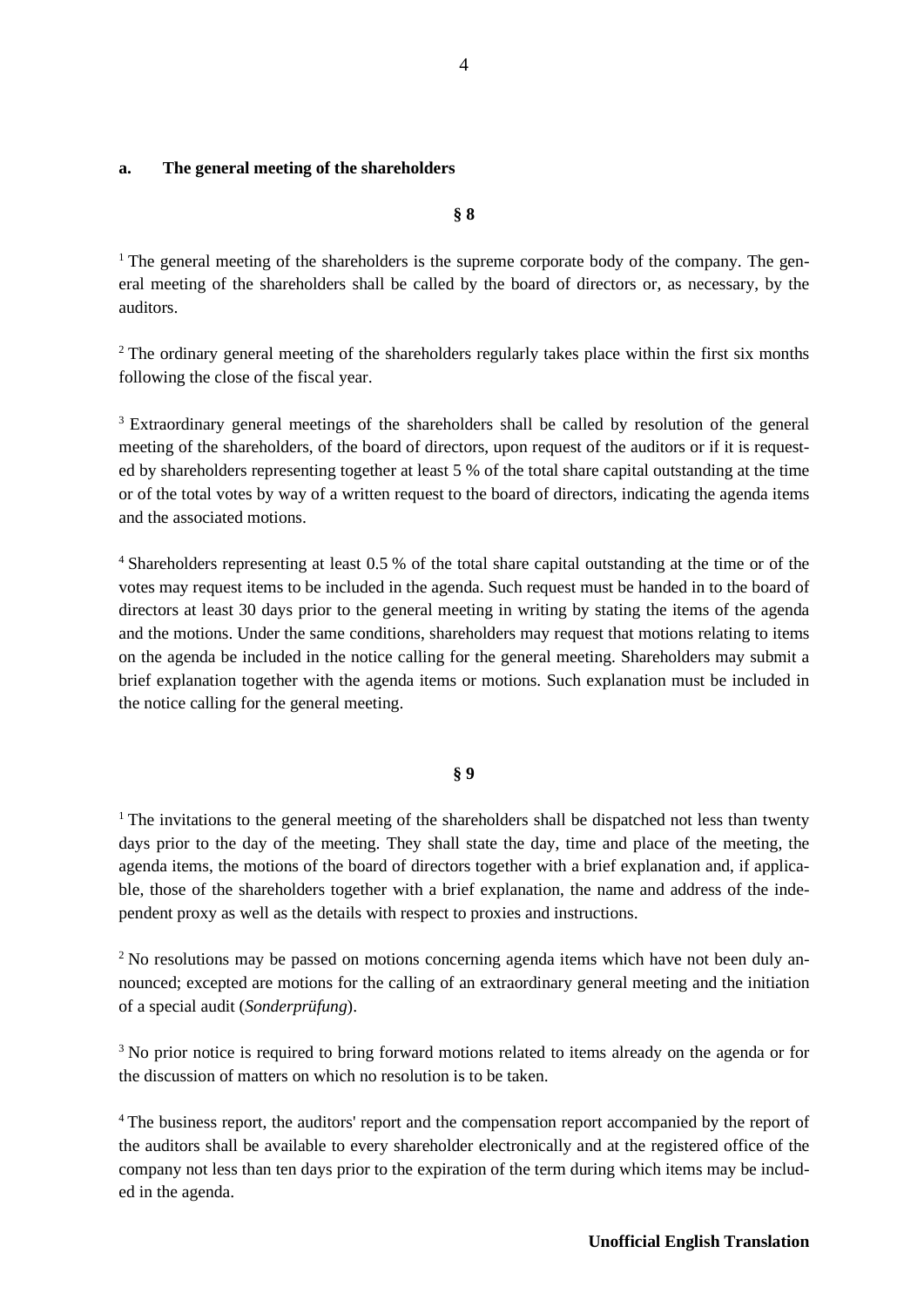**a. The general meeting of the shareholders**

**§ 8**

[1] The general meeting of the shareholders is the supreme corporate body of the company. The general meeting of the shareholders shall be called by the board of directors or, as necessary, by the auditors.

[2] The ordinary general meeting of the shareholders regularly takes place within the first six months following the close of the fiscal year.

[3] Extraordinary general meetings of the shareholders shall be called by resolution of the general meeting of the shareholders, of the board of directors, upon request of the auditors or if it is requested by shareholders representing together at least 5 % of the total share capital outstanding at the time or of the total votes by way of a written request to the board of directors, indicating the agenda items and the associated motions.

[4] Shareholders representing at least 0.5 % of the total share capital outstanding at the time or of the votes may request items to be included in the agenda. Such request must be handed in to the board of directors at least 30 days prior to the general meeting in writing by stating the items of the agenda and the motions. Under the same conditions, shareholders may request that motions relating to items on the agenda be included in the notice calling for the general meeting. Shareholders may submit a brief explanation together with the agenda items or motions. Such explanation must be included in the notice calling for the general meeting.

**§ 9**

[1] The invitations to the general meeting of the shareholders shall be dispatched not less than twenty days prior to the day of the meeting. They shall state the day, time and place of the meeting, the agenda items, the motions of the board of directors together with a brief explanation and, if applicable, those of the shareholders together with a brief explanation, the name and address of the independent proxy as well as the details with respect to proxies and instructions.

[2] No resolutions may be passed on motions concerning agenda items which have not been duly announced; excepted are motions for the calling of an extraordinary general meeting and the initiation of a special audit (*Sonderprüfung*).

[3] No prior notice is required to bring forward motions related to items already on the agenda or for the discussion of matters on which no resolution is to be taken.

[4] The business report, the auditors' report and the compensation report accompanied by the report of the auditors shall be available to every shareholder electronically and at the registered office of the company not less than ten days prior to the expiration of the term during which items may be included in the agenda.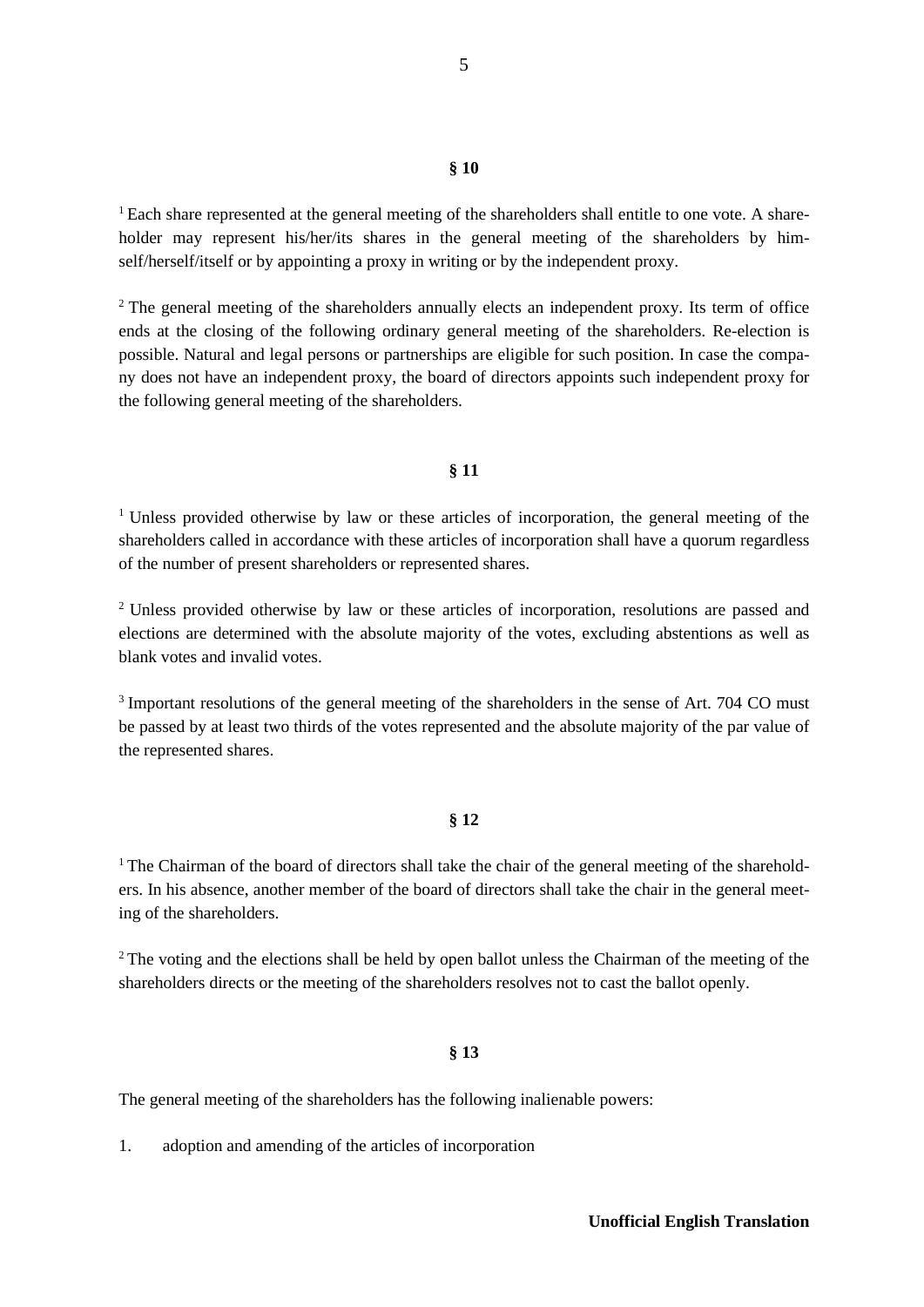### § 10

[1] Each share represented at the general meeting of the shareholders shall entitle to one vote. A shareholder may represent his/her/its shares in the general meeting of the shareholders by himself/herself/itself or by appointing a proxy in writing or by the independent proxy.

[2] The general meeting of the shareholders annually elects an independent proxy. Its term of office ends at the closing of the following ordinary general meeting of the shareholders. Re-election is possible. Natural and legal persons or partnerships are eligible for such position. In case the company does not have an independent proxy, the board of directors appoints such independent proxy for the following general meeting of the shareholders.

### § 11

[1] Unless provided otherwise by law or these articles of incorporation, the general meeting of the shareholders called in accordance with these articles of incorporation shall have a quorum regardless of the number of present shareholders or represented shares.

[2] Unless provided otherwise by law or these articles of incorporation, resolutions are passed and elections are determined with the absolute majority of the votes, excluding abstentions as well as blank votes and invalid votes.

[3] Important resolutions of the general meeting of the shareholders in the sense of Art. 704 CO must be passed by at least two thirds of the votes represented and the absolute majority of the par value of the represented shares.

### § 12

[1] The Chairman of the board of directors shall take the chair of the general meeting of the shareholders. In his absence, another member of the board of directors shall take the chair in the general meeting of the shareholders.

[2] The voting and the elections shall be held by open ballot unless the Chairman of the meeting of the shareholders directs or the meeting of the shareholders resolves not to cast the ballot openly.

### § 13

The general meeting of the shareholders has the following inalienable powers:

1. adoption and amending of the articles of incorporation

**Unofficial English Translation**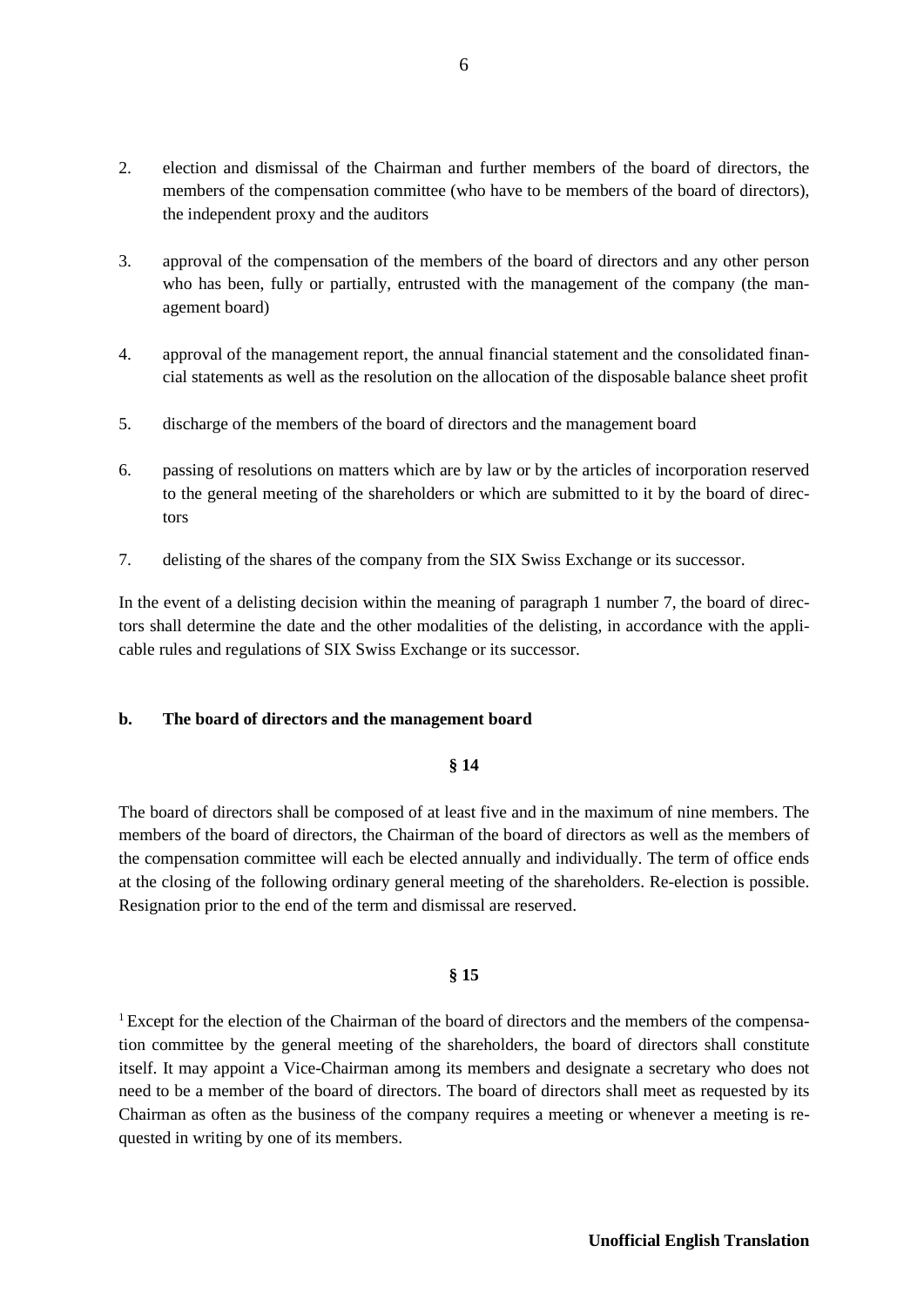2. election and dismissal of the Chairman and further members of the board of directors, the members of the compensation committee (who have to be members of the board of directors), the independent proxy and the auditors

3. approval of the compensation of the members of the board of directors and any other person who has been, fully or partially, entrusted with the management of the company (the management board)

4. approval of the management report, the annual financial statement and the consolidated financial statements as well as the resolution on the allocation of the disposable balance sheet profit

5. discharge of the members of the board of directors and the management board

6. passing of resolutions on matters which are by law or by the articles of incorporation reserved to the general meeting of the shareholders or which are submitted to it by the board of directors

7. delisting of the shares of the company from the SIX Swiss Exchange or its successor.

In the event of a delisting decision within the meaning of paragraph 1 number 7, the board of directors shall determine the date and the other modalities of the delisting, in accordance with the applicable rules and regulations of SIX Swiss Exchange or its successor.

**b. The board of directors and the management board**

**§ 14**

The board of directors shall be composed of at least five and in the maximum of nine members. The members of the board of directors, the Chairman of the board of directors as well as the members of the compensation committee will each be elected annually and individually. The term of office ends at the closing of the following ordinary general meeting of the shareholders. Re-election is possible. Resignation prior to the end of the term and dismissal are reserved.

**§ 15**

[1] Except for the election of the Chairman of the board of directors and the members of the compensation committee by the general meeting of the shareholders, the board of directors shall constitute itself. It may appoint a Vice-Chairman among its members and designate a secretary who does not need to be a member of the board of directors. The board of directors shall meet as requested by its Chairman as often as the business of the company requires a meeting or whenever a meeting is requested in writing by one of its members.

**Unofficial English Translation**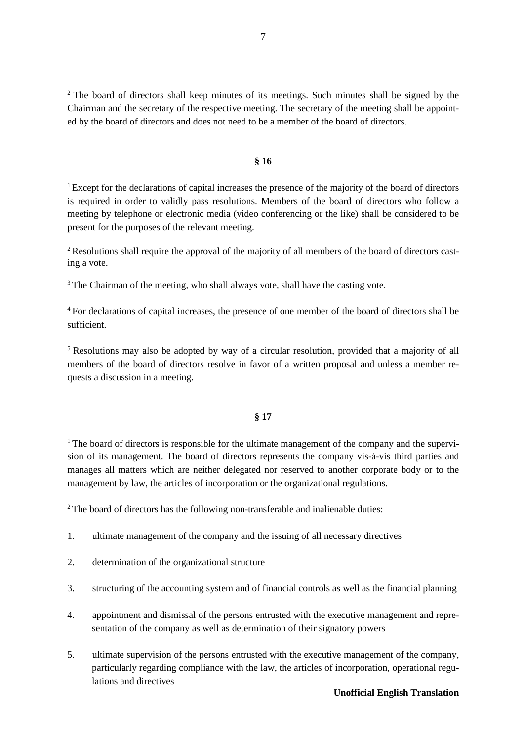[2] The board of directors shall keep minutes of its meetings. Such minutes shall be signed by the Chairman and the secretary of the respective meeting. The secretary of the meeting shall be appointed by the board of directors and does not need to be a member of the board of directors.

**§ 16**

[1] Except for the declarations of capital increases the presence of the majority of the board of directors is required in order to validly pass resolutions. Members of the board of directors who follow a meeting by telephone or electronic media (video conferencing or the like) shall be considered to be present for the purposes of the relevant meeting.

[2] Resolutions shall require the approval of the majority of all members of the board of directors casting a vote.

[3] The Chairman of the meeting, who shall always vote, shall have the casting vote.

[4] For declarations of capital increases, the presence of one member of the board of directors shall be sufficient.

[5] Resolutions may also be adopted by way of a circular resolution, provided that a majority of all members of the board of directors resolve in favor of a written proposal and unless a member requests a discussion in a meeting.

**§ 17**

[1] The board of directors is responsible for the ultimate management of the company and the supervision of its management. The board of directors represents the company vis-à-vis third parties and manages all matters which are neither delegated nor reserved to another corporate body or to the management by law, the articles of incorporation or the organizational regulations.

[2] The board of directors has the following non-transferable and inalienable duties:

1. ultimate management of the company and the issuing of all necessary directives
2. determination of the organizational structure
3. structuring of the accounting system and of financial controls as well as the financial planning
4. appointment and dismissal of the persons entrusted with the executive management and representation of the company as well as determination of their signatory powers
5. ultimate supervision of the persons entrusted with the executive management of the company, particularly regarding compliance with the law, the articles of incorporation, operational regulations and directives

**Unofficial English Translation**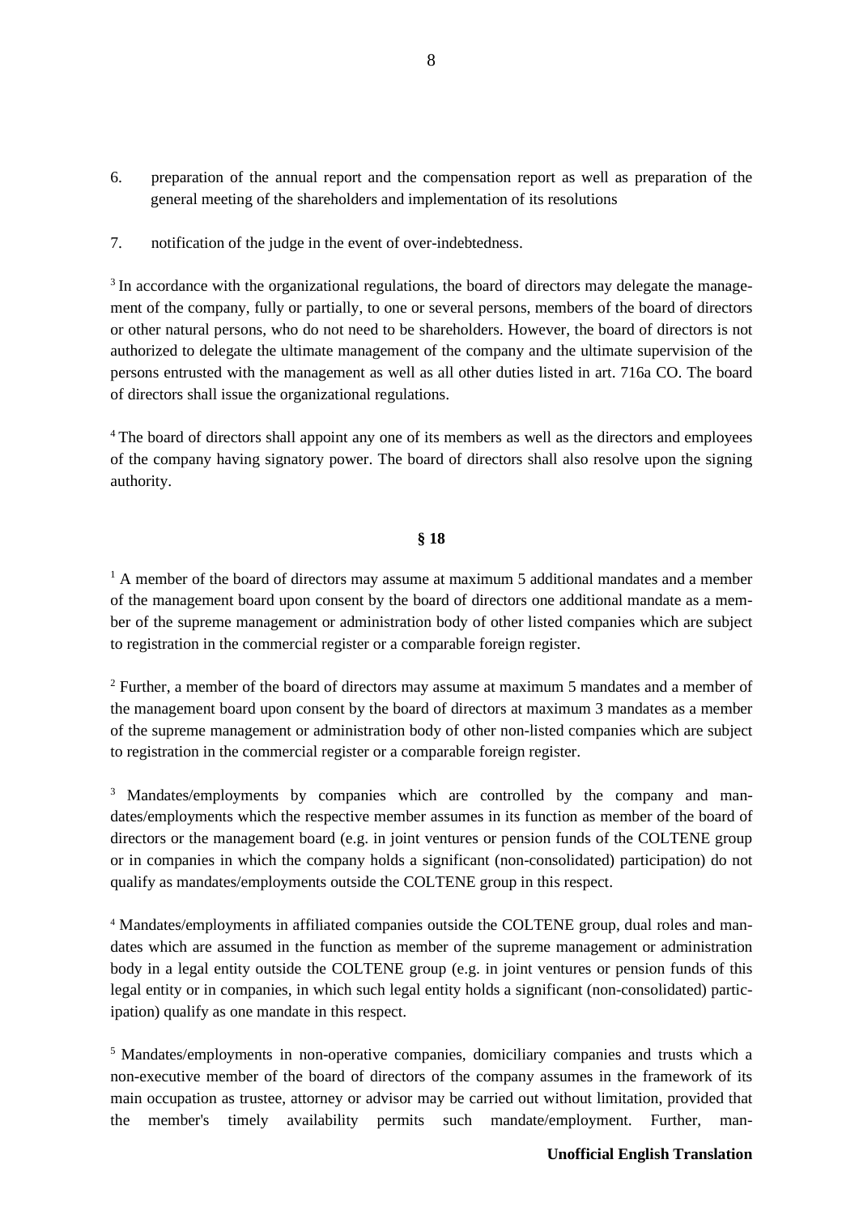6. preparation of the annual report and the compensation report as well as preparation of the general meeting of the shareholders and implementation of its resolutions

7. notification of the judge in the event of over-indebtedness.

[3] In accordance with the organizational regulations, the board of directors may delegate the management of the company, fully or partially, to one or several persons, members of the board of directors or other natural persons, who do not need to be shareholders. However, the board of directors is not authorized to delegate the ultimate management of the company and the ultimate supervision of the persons entrusted with the management as well as all other duties listed in art. 716a CO. The board of directors shall issue the organizational regulations.

[4] The board of directors shall appoint any one of its members as well as the directors and employees of the company having signatory power. The board of directors shall also resolve upon the signing authority.

**§ 18**

[1] A member of the board of directors may assume at maximum 5 additional mandates and a member of the management board upon consent by the board of directors one additional mandate as a member of the supreme management or administration body of other listed companies which are subject to registration in the commercial register or a comparable foreign register.

[2] Further, a member of the board of directors may assume at maximum 5 mandates and a member of the management board upon consent by the board of directors at maximum 3 mandates as a member of the supreme management or administration body of other non-listed companies which are subject to registration in the commercial register or a comparable foreign register.

[3] Mandates/employments by companies which are controlled by the company and mandates/employments which the respective member assumes in its function as member of the board of directors or the management board (e.g. in joint ventures or pension funds of the COLTENE group or in companies in which the company holds a significant (non-consolidated) participation) do not qualify as mandates/employments outside the COLTENE group in this respect.

[4] Mandates/employments in affiliated companies outside the COLTENE group, dual roles and mandates which are assumed in the function as member of the supreme management or administration body in a legal entity outside the COLTENE group (e.g. in joint ventures or pension funds of this legal entity or in companies, in which such legal entity holds a significant (non-consolidated) participation) qualify as one mandate in this respect.

[5] Mandates/employments in non-operative companies, domiciliary companies and trusts which a non-executive member of the board of directors of the company assumes in the framework of its main occupation as trustee, attorney or advisor may be carried out without limitation, provided that the member's timely availability permits such mandate/employment. Further, man-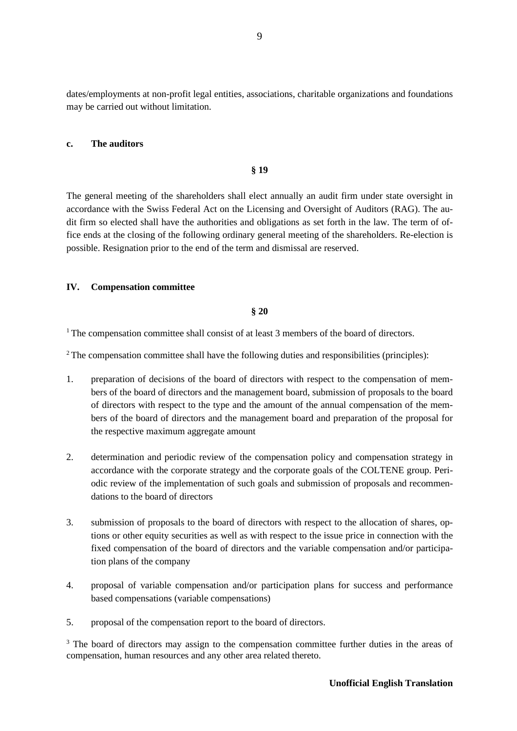dates/employments at non-profit legal entities, associations, charitable organizations and foundations may be carried out without limitation.

### c. The auditors

**§ 19**

The general meeting of the shareholders shall elect annually an audit firm under state oversight in accordance with the Swiss Federal Act on the Licensing and Oversight of Auditors (RAG). The audit firm so elected shall have the authorities and obligations as set forth in the law. The term of office ends at the closing of the following ordinary general meeting of the shareholders. Re-election is possible. Resignation prior to the end of the term and dismissal are reserved.

## IV. Compensation committee

**§ 20**

[1] The compensation committee shall consist of at least 3 members of the board of directors.

[2] The compensation committee shall have the following duties and responsibilities (principles):

1. preparation of decisions of the board of directors with respect to the compensation of members of the board of directors and the management board, submission of proposals to the board of directors with respect to the type and the amount of the annual compensation of the members of the board of directors and the management board and preparation of the proposal for the respective maximum aggregate amount

2. determination and periodic review of the compensation policy and compensation strategy in accordance with the corporate strategy and the corporate goals of the COLTENE group. Periodic review of the implementation of such goals and submission of proposals and recommendations to the board of directors

3. submission of proposals to the board of directors with respect to the allocation of shares, options or other equity securities as well as with respect to the issue price in connection with the fixed compensation of the board of directors and the variable compensation and/or participation plans of the company

4. proposal of variable compensation and/or participation plans for success and performance based compensations (variable compensations)

5. proposal of the compensation report to the board of directors.

[3] The board of directors may assign to the compensation committee further duties in the areas of compensation, human resources and any other area related thereto.

**Unofficial English Translation**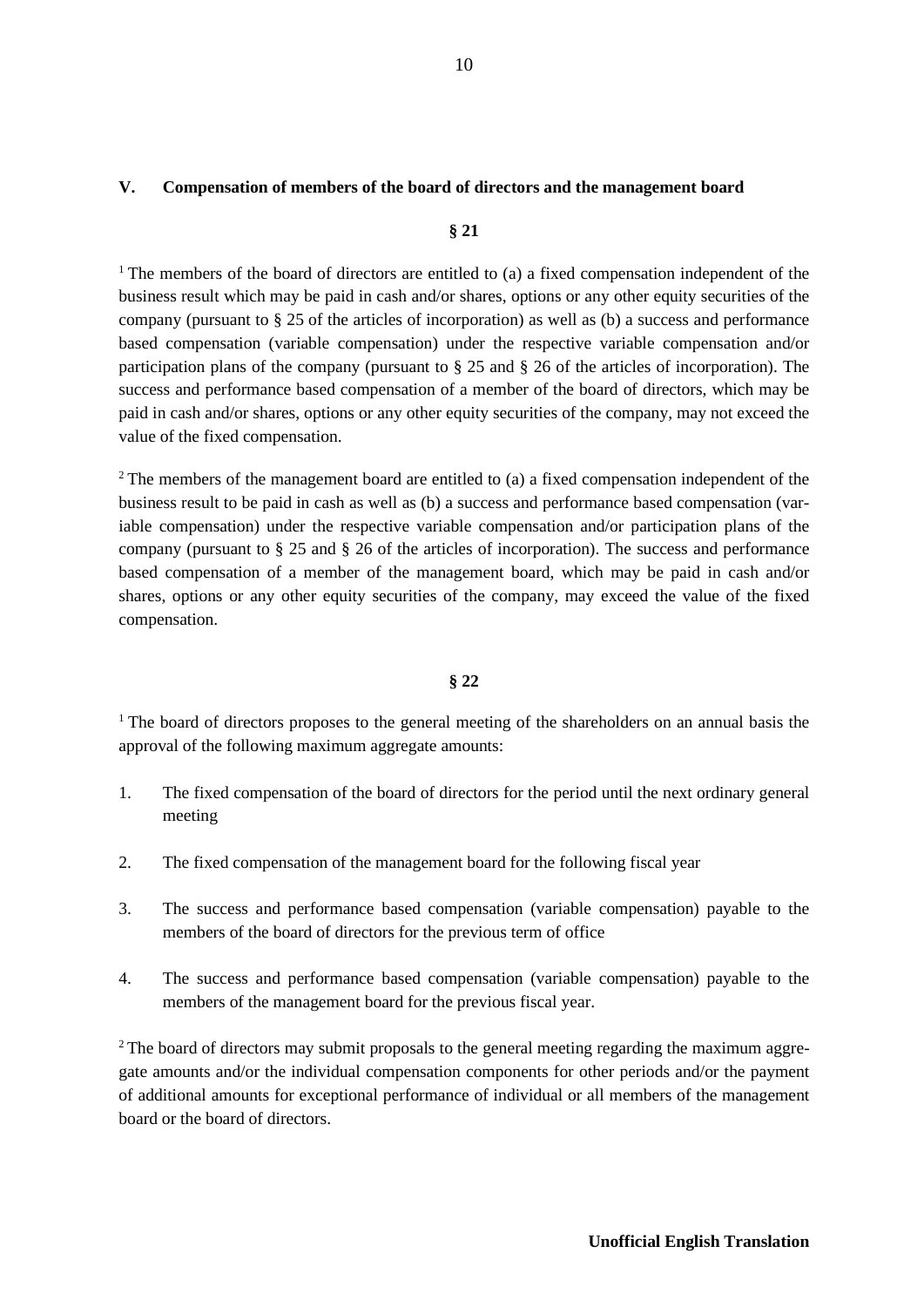## V. Compensation of members of the board of directors and the management board

### § 21

[1] The members of the board of directors are entitled to (a) a fixed compensation independent of the business result which may be paid in cash and/or shares, options or any other equity securities of the company (pursuant to § 25 of the articles of incorporation) as well as (b) a success and performance based compensation (variable compensation) under the respective variable compensation and/or participation plans of the company (pursuant to § 25 and § 26 of the articles of incorporation). The success and performance based compensation of a member of the board of directors, which may be paid in cash and/or shares, options or any other equity securities of the company, may not exceed the value of the fixed compensation.

[2] The members of the management board are entitled to (a) a fixed compensation independent of the business result to be paid in cash as well as (b) a success and performance based compensation (variable compensation) under the respective variable compensation and/or participation plans of the company (pursuant to § 25 and § 26 of the articles of incorporation). The success and performance based compensation of a member of the management board, which may be paid in cash and/or shares, options or any other equity securities of the company, may exceed the value of the fixed compensation.

### § 22

[1] The board of directors proposes to the general meeting of the shareholders on an annual basis the approval of the following maximum aggregate amounts:

1. The fixed compensation of the board of directors for the period until the next ordinary general meeting
2. The fixed compensation of the management board for the following fiscal year
3. The success and performance based compensation (variable compensation) payable to the members of the board of directors for the previous term of office
4. The success and performance based compensation (variable compensation) payable to the members of the management board for the previous fiscal year.

[2] The board of directors may submit proposals to the general meeting regarding the maximum aggregate amounts and/or the individual compensation components for other periods and/or the payment of additional amounts for exceptional performance of individual or all members of the management board or the board of directors.

**Unofficial English Translation**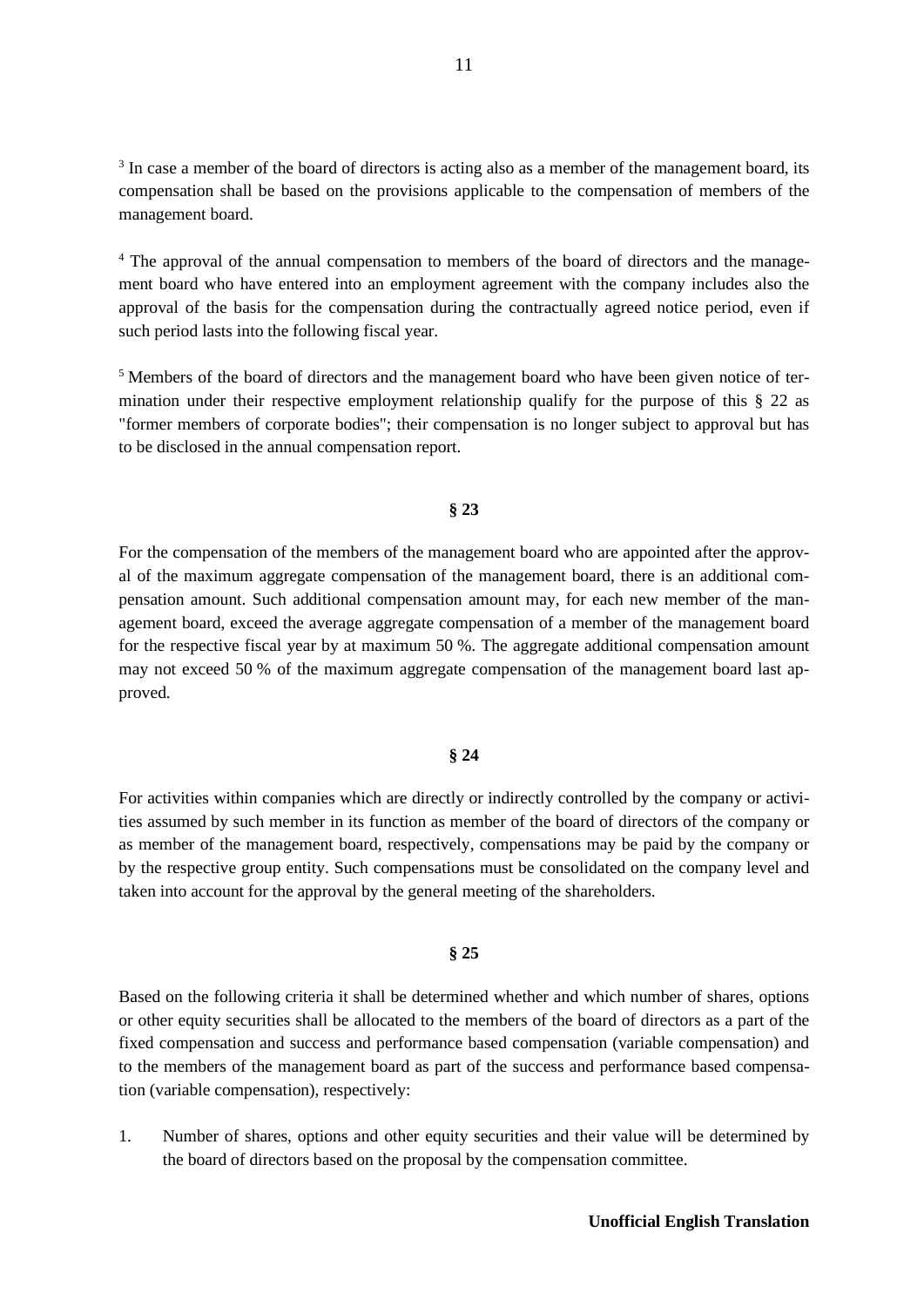[3] In case a member of the board of directors is acting also as a member of the management board, its compensation shall be based on the provisions applicable to the compensation of members of the management board.

[4] The approval of the annual compensation to members of the board of directors and the management board who have entered into an employment agreement with the company includes also the approval of the basis for the compensation during the contractually agreed notice period, even if such period lasts into the following fiscal year.

[5] Members of the board of directors and the management board who have been given notice of termination under their respective employment relationship qualify for the purpose of this § 22 as "former members of corporate bodies"; their compensation is no longer subject to approval but has to be disclosed in the annual compensation report.

**§ 23**

For the compensation of the members of the management board who are appointed after the approval of the maximum aggregate compensation of the management board, there is an additional compensation amount. Such additional compensation amount may, for each new member of the management board, exceed the average aggregate compensation of a member of the management board for the respective fiscal year by at maximum 50 %. The aggregate additional compensation amount may not exceed 50 % of the maximum aggregate compensation of the management board last approved.

**§ 24**

For activities within companies which are directly or indirectly controlled by the company or activities assumed by such member in its function as member of the board of directors of the company or as member of the management board, respectively, compensations may be paid by the company or by the respective group entity. Such compensations must be consolidated on the company level and taken into account for the approval by the general meeting of the shareholders.

**§ 25**

Based on the following criteria it shall be determined whether and which number of shares, options or other equity securities shall be allocated to the members of the board of directors as a part of the fixed compensation and success and performance based compensation (variable compensation) and to the members of the management board as part of the success and performance based compensation (variable compensation), respectively:

1. Number of shares, options and other equity securities and their value will be determined by the board of directors based on the proposal by the compensation committee.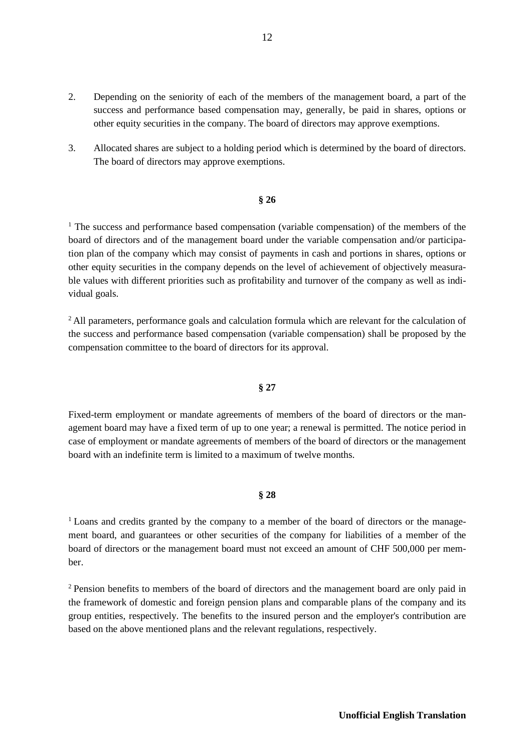2. Depending on the seniority of each of the members of the management board, a part of the success and performance based compensation may, generally, be paid in shares, options or other equity securities in the company. The board of directors may approve exemptions.

3. Allocated shares are subject to a holding period which is determined by the board of directors. The board of directors may approve exemptions.

**§ 26**

[1] The success and performance based compensation (variable compensation) of the members of the board of directors and of the management board under the variable compensation and/or participation plan of the company which may consist of payments in cash and portions in shares, options or other equity securities in the company depends on the level of achievement of objectively measurable values with different priorities such as profitability and turnover of the company as well as individual goals.

[2] All parameters, performance goals and calculation formula which are relevant for the calculation of the success and performance based compensation (variable compensation) shall be proposed by the compensation committee to the board of directors for its approval.

**§ 27**

Fixed-term employment or mandate agreements of members of the board of directors or the management board may have a fixed term of up to one year; a renewal is permitted. The notice period in case of employment or mandate agreements of members of the board of directors or the management board with an indefinite term is limited to a maximum of twelve months.

**§ 28**

[1] Loans and credits granted by the company to a member of the board of directors or the management board, and guarantees or other securities of the company for liabilities of a member of the board of directors or the management board must not exceed an amount of CHF 500,000 per member.

[2] Pension benefits to members of the board of directors and the management board are only paid in the framework of domestic and foreign pension plans and comparable plans of the company and its group entities, respectively. The benefits to the insured person and the employer's contribution are based on the above mentioned plans and the relevant regulations, respectively.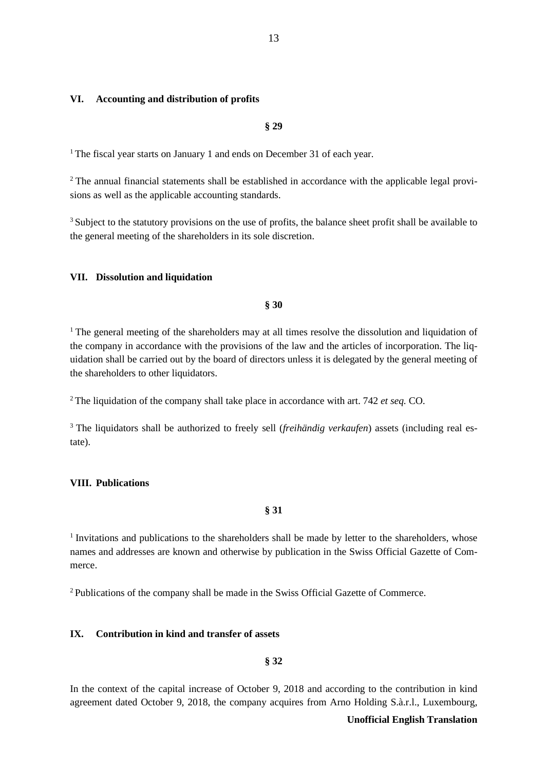## VI. Accounting and distribution of profits

**§ 29**

[1] The fiscal year starts on January 1 and ends on December 31 of each year.

[2] The annual financial statements shall be established in accordance with the applicable legal provisions as well as the applicable accounting standards.

[3] Subject to the statutory provisions on the use of profits, the balance sheet profit shall be available to the general meeting of the shareholders in its sole discretion.

## VII. Dissolution and liquidation

**§ 30**

[1] The general meeting of the shareholders may at all times resolve the dissolution and liquidation of the company in accordance with the provisions of the law and the articles of incorporation. The liquidation shall be carried out by the board of directors unless it is delegated by the general meeting of the shareholders to other liquidators.

[2] The liquidation of the company shall take place in accordance with art. 742 *et seq.* CO.

[3] The liquidators shall be authorized to freely sell (*freihändig verkaufen*) assets (including real estate).

## VIII. Publications

**§ 31**

[1] Invitations and publications to the shareholders shall be made by letter to the shareholders, whose names and addresses are known and otherwise by publication in the Swiss Official Gazette of Commerce.

[2] Publications of the company shall be made in the Swiss Official Gazette of Commerce.

## IX. Contribution in kind and transfer of assets

**§ 32**

In the context of the capital increase of October 9, 2018 and according to the contribution in kind agreement dated October 9, 2018, the company acquires from Arno Holding S.à.r.l., Luxembourg,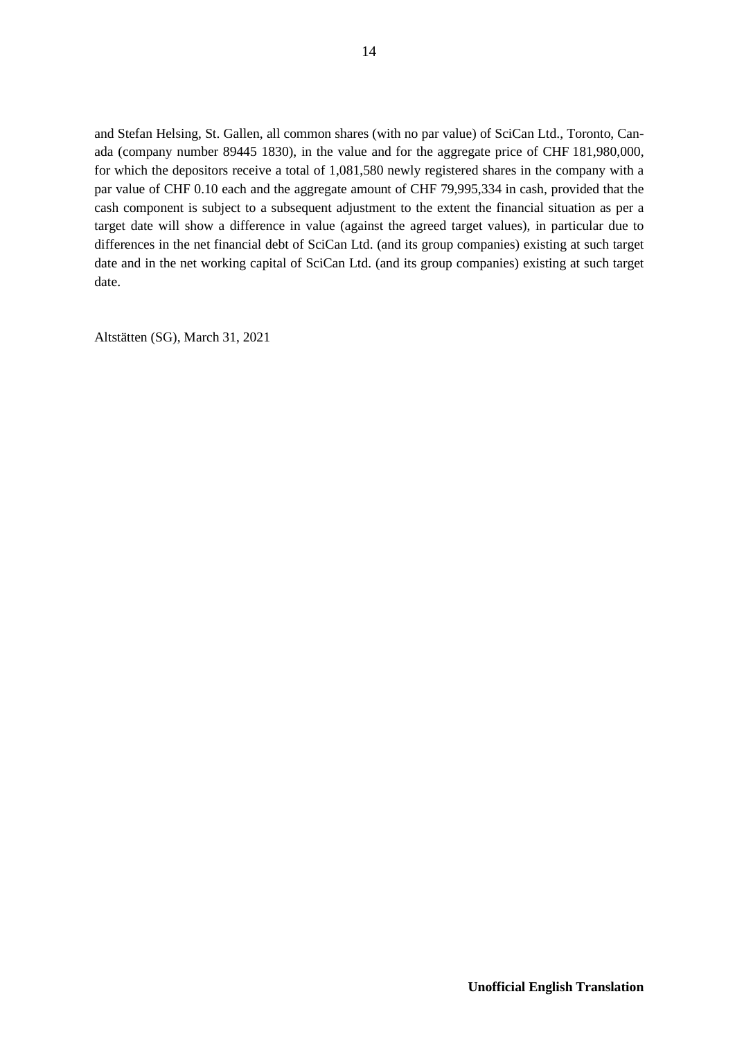and Stefan Helsing, St. Gallen, all common shares (with no par value) of SciCan Ltd., Toronto, Canada (company number 89445 1830), in the value and for the aggregate price of CHF 181,980,000, for which the depositors receive a total of 1,081,580 newly registered shares in the company with a par value of CHF 0.10 each and the aggregate amount of CHF 79,995,334 in cash, provided that the cash component is subject to a subsequent adjustment to the extent the financial situation as per a target date will show a difference in value (against the agreed target values), in particular due to differences in the net financial debt of SciCan Ltd. (and its group companies) existing at such target date and in the net working capital of SciCan Ltd. (and its group companies) existing at such target date.

Altstätten (SG), March 31, 2021

**Unofficial English Translation**